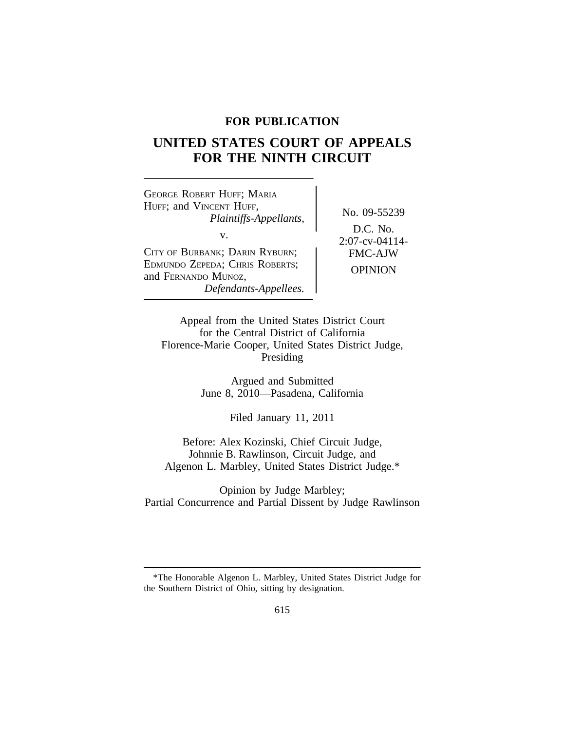**FOR PUBLICATION**

# UNITED STATES COURT OF APPEALS FOR THE NINTH CIRCUIT

GEORGE ROBERT HUFF; MARIA HUFF; and VINCENT HUFF,
*Plaintiffs-Appellants,*

v.

CITY OF BURBANK; DARIN RYBURN; EDMUNDO ZEPEDA; CHRIS ROBERTS; and FERNANDO MUNOZ,
*Defendants-Appellees.*

No. 09-55239

D.C. No. 2:07-cv-04114-FMC-AJW

OPINION

Appeal from the United States District Court for the Central District of California
Florence-Marie Cooper, United States District Judge, Presiding

Argued and Submitted
June 8, 2010—Pasadena, California

Filed January 11, 2011

Before: Alex Kozinski, Chief Circuit Judge, Johnnie B. Rawlinson, Circuit Judge, and Algenon L. Marbley, United States District Judge.*

Opinion by Judge Marbley;
Partial Concurrence and Partial Dissent by Judge Rawlinson

---

*The Honorable Algenon L. Marbley, United States District Judge for the Southern District of Ohio, sitting by designation.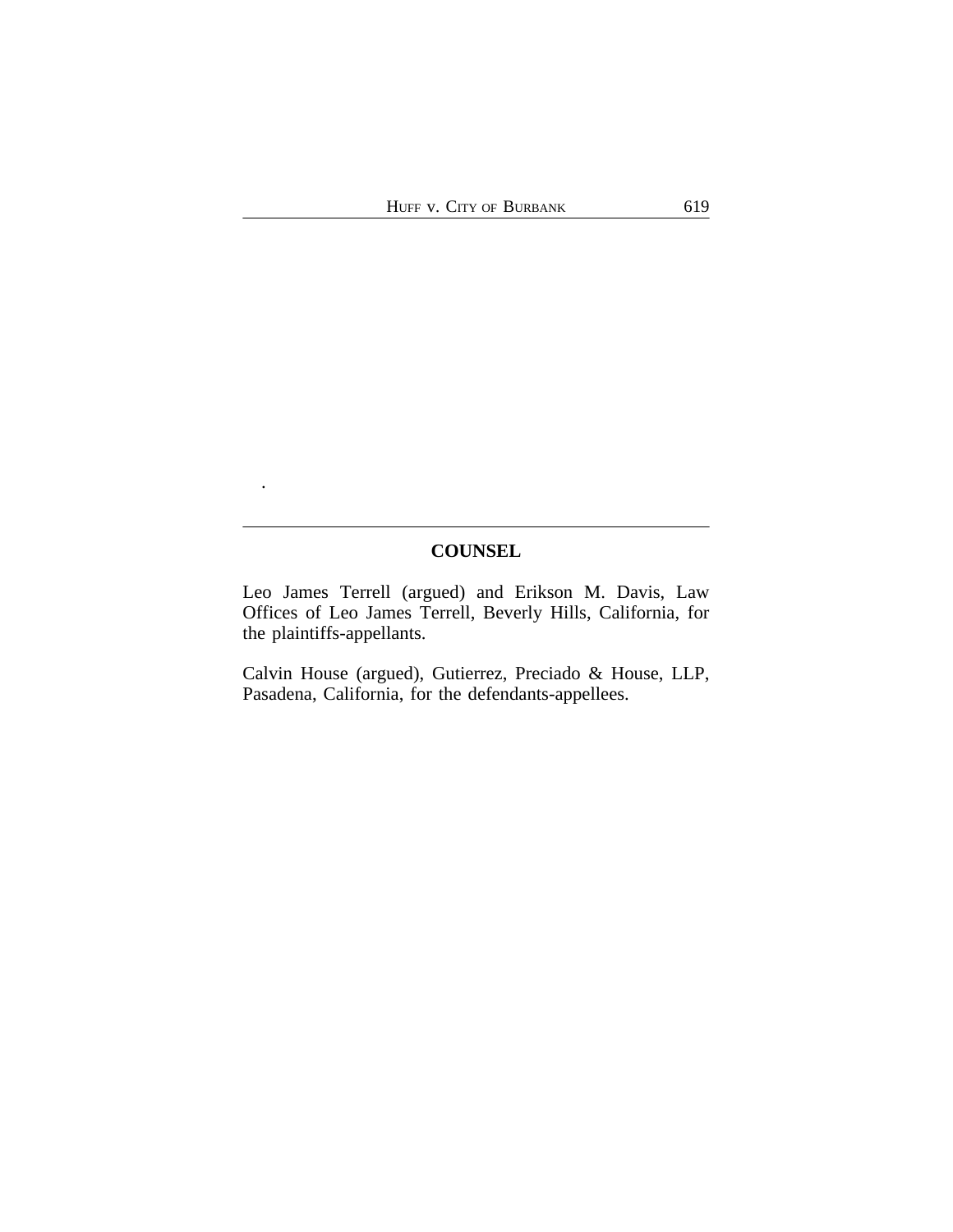## COUNSEL

Leo James Terrell (argued) and Erikson M. Davis, Law Offices of Leo James Terrell, Beverly Hills, California, for the plaintiffs-appellants.

Calvin House (argued), Gutierrez, Preciado & House, LLP, Pasadena, California, for the defendants-appellees.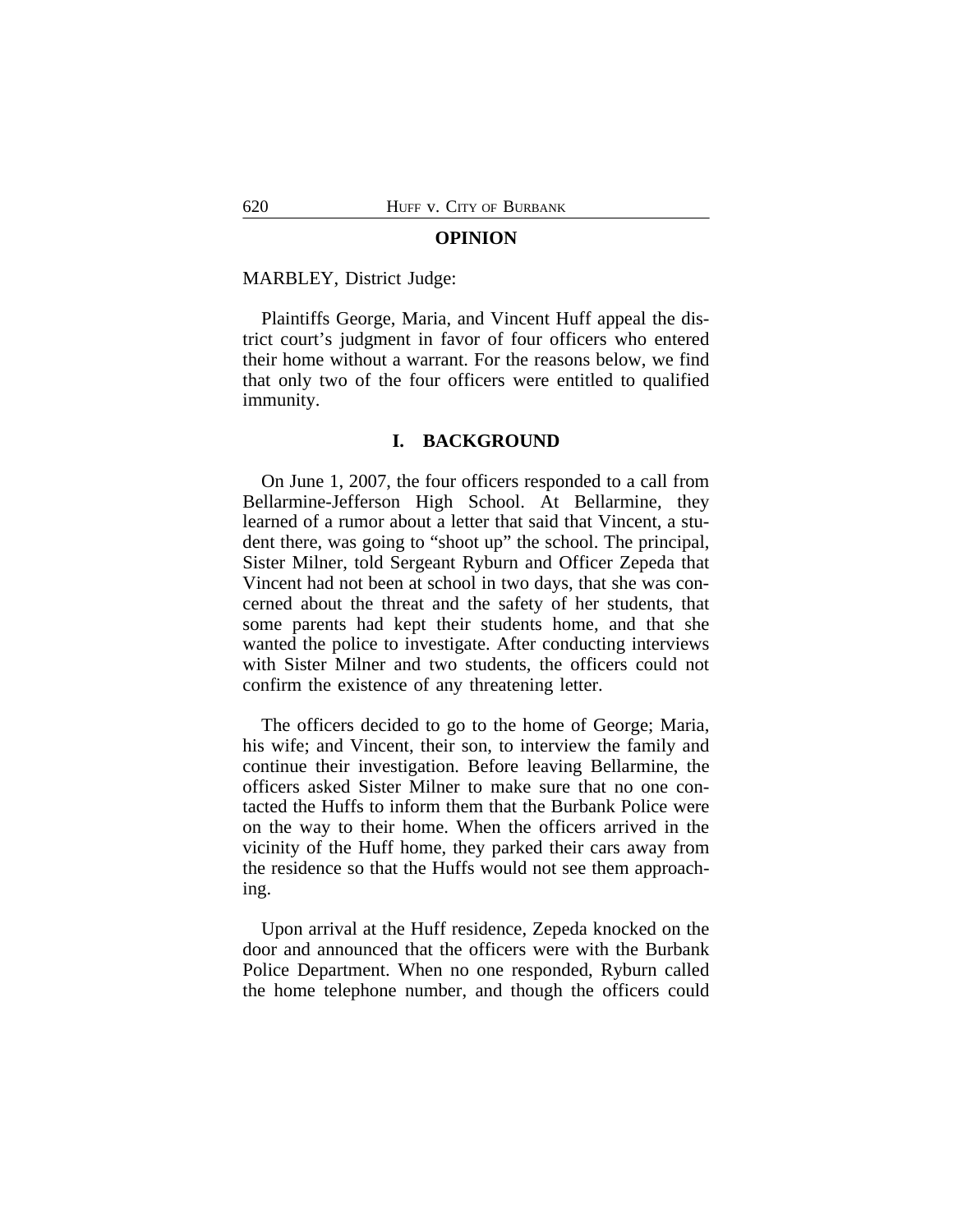## OPINION

MARBLEY, District Judge:

Plaintiffs George, Maria, and Vincent Huff appeal the district court's judgment in favor of four officers who entered their home without a warrant. For the reasons below, we find that only two of the four officers were entitled to qualified immunity.

## I. BACKGROUND

On June 1, 2007, the four officers responded to a call from Bellarmine-Jefferson High School. At Bellarmine, they learned of a rumor about a letter that said that Vincent, a student there, was going to "shoot up" the school. The principal, Sister Milner, told Sergeant Ryburn and Officer Zepeda that Vincent had not been at school in two days, that she was concerned about the threat and the safety of her students, that some parents had kept their students home, and that she wanted the police to investigate. After conducting interviews with Sister Milner and two students, the officers could not confirm the existence of any threatening letter.

The officers decided to go to the home of George; Maria, his wife; and Vincent, their son, to interview the family and continue their investigation. Before leaving Bellarmine, the officers asked Sister Milner to make sure that no one contacted the Huffs to inform them that the Burbank Police were on the way to their home. When the officers arrived in the vicinity of the Huff home, they parked their cars away from the residence so that the Huffs would not see them approaching.

Upon arrival at the Huff residence, Zepeda knocked on the door and announced that the officers were with the Burbank Police Department. When no one responded, Ryburn called the home telephone number, and though the officers could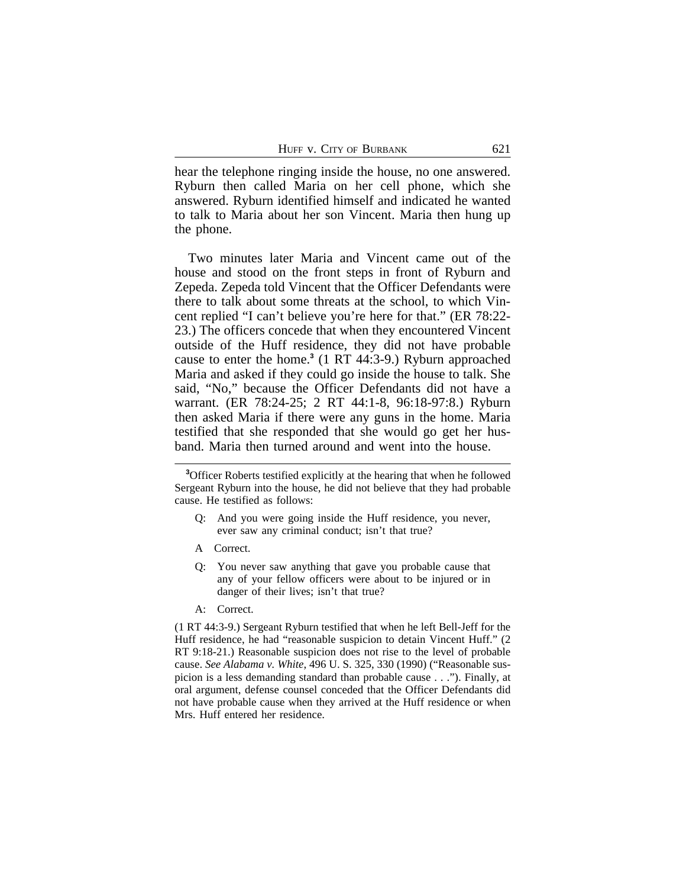hear the telephone ringing inside the house, no one answered. Ryburn then called Maria on her cell phone, which she answered. Ryburn identified himself and indicated he wanted to talk to Maria about her son Vincent. Maria then hung up the phone.

Two minutes later Maria and Vincent came out of the house and stood on the front steps in front of Ryburn and Zepeda. Zepeda told Vincent that the Officer Defendants were there to talk about some threats at the school, to which Vincent replied "I can't believe you're here for that." (ER 78:22-23.) The officers concede that when they encountered Vincent outside of the Huff residence, they did not have probable cause to enter the home.[3] (1 RT 44:3-9.) Ryburn approached Maria and asked if they could go inside the house to talk. She said, "No," because the Officer Defendants did not have a warrant. (ER 78:24-25; 2 RT 44:1-8, 96:18-97:8.) Ryburn then asked Maria if there were any guns in the home. Maria testified that she responded that she would go get her husband. Maria then turned around and went into the house.

---

[3]Officer Roberts testified explicitly at the hearing that when he followed Sergeant Ryburn into the house, he did not believe that they had probable cause. He testified as follows:

> Q: And you were going inside the Huff residence, you never, ever saw any criminal conduct; isn't that true?
>
> A Correct.
>
> Q: You never saw anything that gave you probable cause that any of your fellow officers were about to be injured or in danger of their lives; isn't that true?
>
> A: Correct.

(1 RT 44:3-9.) Sergeant Ryburn testified that when he left Bell-Jeff for the Huff residence, he had "reasonable suspicion to detain Vincent Huff." (2 RT 9:18-21.) Reasonable suspicion does not rise to the level of probable cause. *See Alabama v. White*, 496 U. S. 325, 330 (1990) ("Reasonable suspicion is a less demanding standard than probable cause . . ."). Finally, at oral argument, defense counsel conceded that the Officer Defendants did not have probable cause when they arrived at the Huff residence or when Mrs. Huff entered her residence.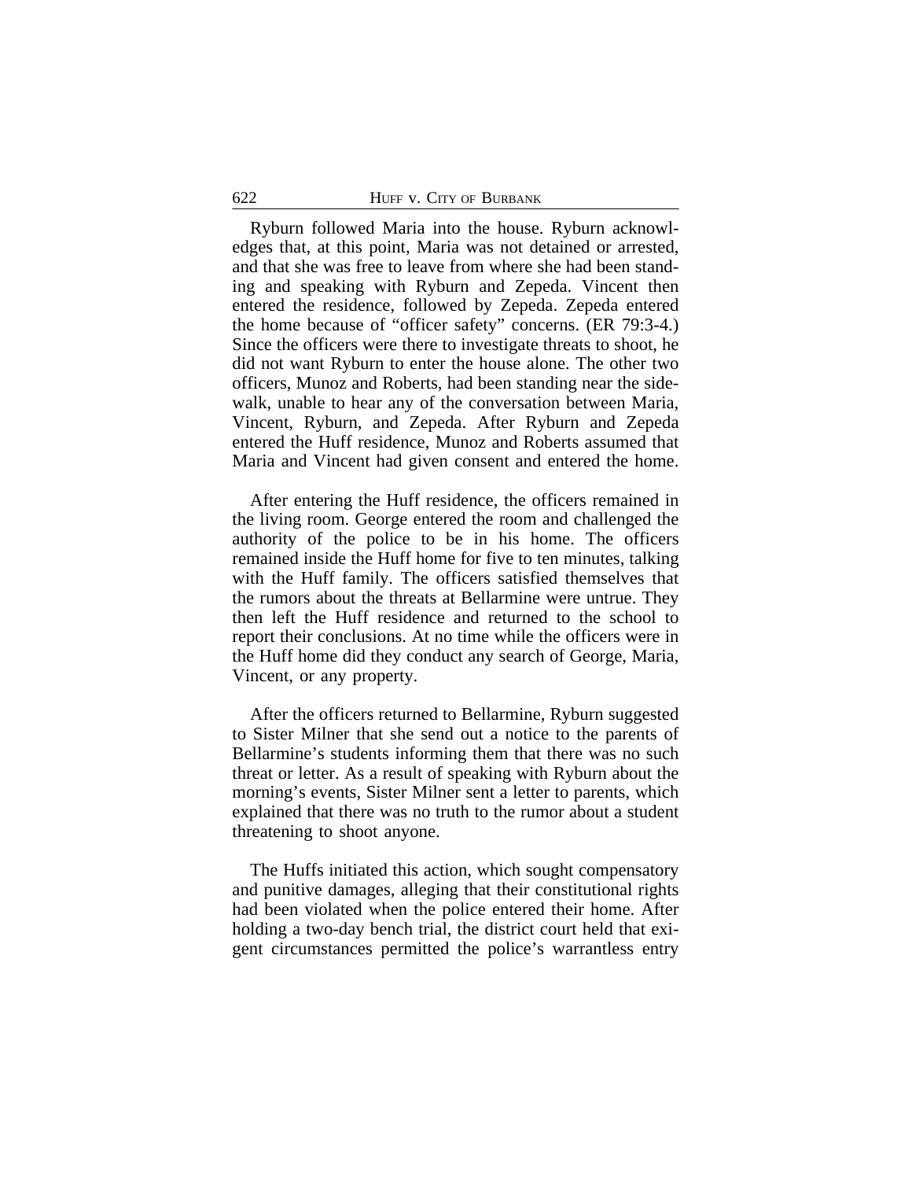Ryburn followed Maria into the house. Ryburn acknowledges that, at this point, Maria was not detained or arrested, and that she was free to leave from where she had been standing and speaking with Ryburn and Zepeda. Vincent then entered the residence, followed by Zepeda. Zepeda entered the home because of "officer safety" concerns. (ER 79:3-4.) Since the officers were there to investigate threats to shoot, he did not want Ryburn to enter the house alone. The other two officers, Munoz and Roberts, had been standing near the sidewalk, unable to hear any of the conversation between Maria, Vincent, Ryburn, and Zepeda. After Ryburn and Zepeda entered the Huff residence, Munoz and Roberts assumed that Maria and Vincent had given consent and entered the home.

After entering the Huff residence, the officers remained in the living room. George entered the room and challenged the authority of the police to be in his home. The officers remained inside the Huff home for five to ten minutes, talking with the Huff family. The officers satisfied themselves that the rumors about the threats at Bellarmine were untrue. They then left the Huff residence and returned to the school to report their conclusions. At no time while the officers were in the Huff home did they conduct any search of George, Maria, Vincent, or any property.

After the officers returned to Bellarmine, Ryburn suggested to Sister Milner that she send out a notice to the parents of Bellarmine's students informing them that there was no such threat or letter. As a result of speaking with Ryburn about the morning's events, Sister Milner sent a letter to parents, which explained that there was no truth to the rumor about a student threatening to shoot anyone.

The Huffs initiated this action, which sought compensatory and punitive damages, alleging that their constitutional rights had been violated when the police entered their home. After holding a two-day bench trial, the district court held that exigent circumstances permitted the police's warrantless entry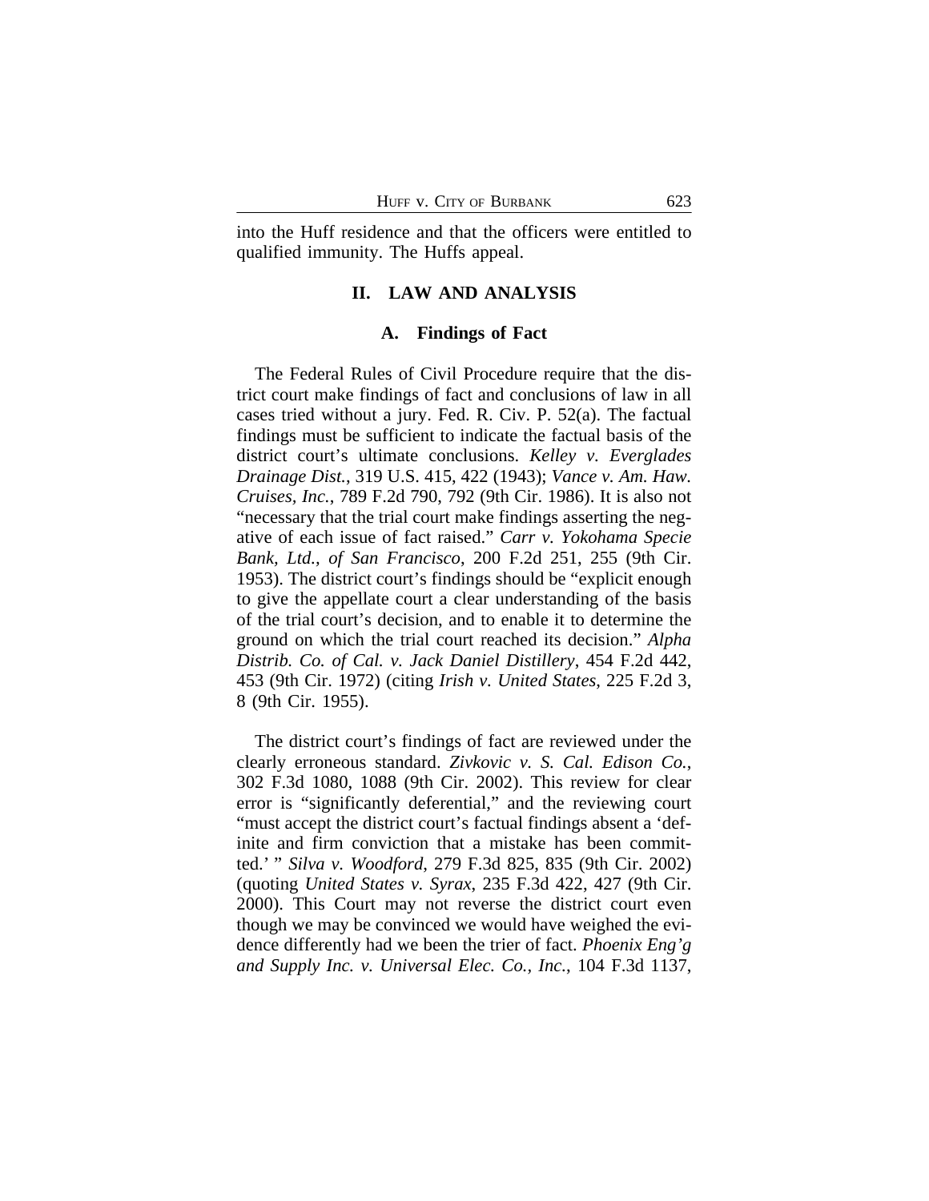into the Huff residence and that the officers were entitled to qualified immunity. The Huffs appeal.

## II. LAW AND ANALYSIS

### A. Findings of Fact

The Federal Rules of Civil Procedure require that the district court make findings of fact and conclusions of law in all cases tried without a jury. Fed. R. Civ. P. 52(a). The factual findings must be sufficient to indicate the factual basis of the district court's ultimate conclusions. *Kelley v. Everglades Drainage Dist.*, 319 U.S. 415, 422 (1943); *Vance v. Am. Haw. Cruises, Inc.*, 789 F.2d 790, 792 (9th Cir. 1986). It is also not "necessary that the trial court make findings asserting the negative of each issue of fact raised." *Carr v. Yokohama Specie Bank, Ltd., of San Francisco*, 200 F.2d 251, 255 (9th Cir. 1953). The district court's findings should be "explicit enough to give the appellate court a clear understanding of the basis of the trial court's decision, and to enable it to determine the ground on which the trial court reached its decision." *Alpha Distrib. Co. of Cal. v. Jack Daniel Distillery*, 454 F.2d 442, 453 (9th Cir. 1972) (citing *Irish v. United States*, 225 F.2d 3, 8 (9th Cir. 1955).

The district court's findings of fact are reviewed under the clearly erroneous standard. *Zivkovic v. S. Cal. Edison Co.*, 302 F.3d 1080, 1088 (9th Cir. 2002). This review for clear error is "significantly deferential," and the reviewing court "must accept the district court's factual findings absent a 'definite and firm conviction that a mistake has been committed.' " *Silva v. Woodford*, 279 F.3d 825, 835 (9th Cir. 2002) (quoting *United States v. Syrax*, 235 F.3d 422, 427 (9th Cir. 2000). This Court may not reverse the district court even though we may be convinced we would have weighed the evidence differently had we been the trier of fact. *Phoenix Eng'g and Supply Inc. v. Universal Elec. Co., Inc.*, 104 F.3d 1137,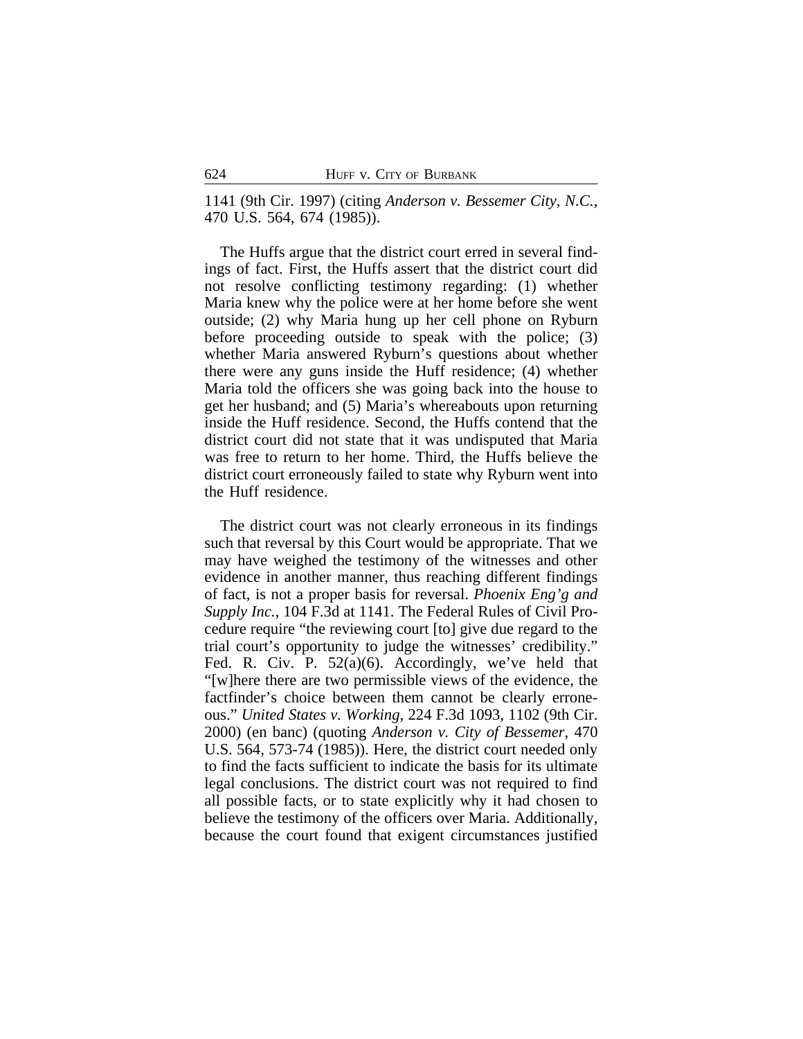1141 (9th Cir. 1997) (citing *Anderson v. Bessemer City, N.C.*, 470 U.S. 564, 674 (1985)).

The Huffs argue that the district court erred in several findings of fact. First, the Huffs assert that the district court did not resolve conflicting testimony regarding: (1) whether Maria knew why the police were at her home before she went outside; (2) why Maria hung up her cell phone on Ryburn before proceeding outside to speak with the police; (3) whether Maria answered Ryburn's questions about whether there were any guns inside the Huff residence; (4) whether Maria told the officers she was going back into the house to get her husband; and (5) Maria's whereabouts upon returning inside the Huff residence. Second, the Huffs contend that the district court did not state that it was undisputed that Maria was free to return to her home. Third, the Huffs believe the district court erroneously failed to state why Ryburn went into the Huff residence.

The district court was not clearly erroneous in its findings such that reversal by this Court would be appropriate. That we may have weighed the testimony of the witnesses and other evidence in another manner, thus reaching different findings of fact, is not a proper basis for reversal. *Phoenix Eng'g and Supply Inc.*, 104 F.3d at 1141. The Federal Rules of Civil Procedure require "the reviewing court [to] give due regard to the trial court's opportunity to judge the witnesses' credibility." Fed. R. Civ. P. 52(a)(6). Accordingly, we've held that "[w]here there are two permissible views of the evidence, the factfinder's choice between them cannot be clearly erroneous." *United States v. Working*, 224 F.3d 1093, 1102 (9th Cir. 2000) (en banc) (quoting *Anderson v. City of Bessemer*, 470 U.S. 564, 573-74 (1985)). Here, the district court needed only to find the facts sufficient to indicate the basis for its ultimate legal conclusions. The district court was not required to find all possible facts, or to state explicitly why it had chosen to believe the testimony of the officers over Maria. Additionally, because the court found that exigent circumstances justified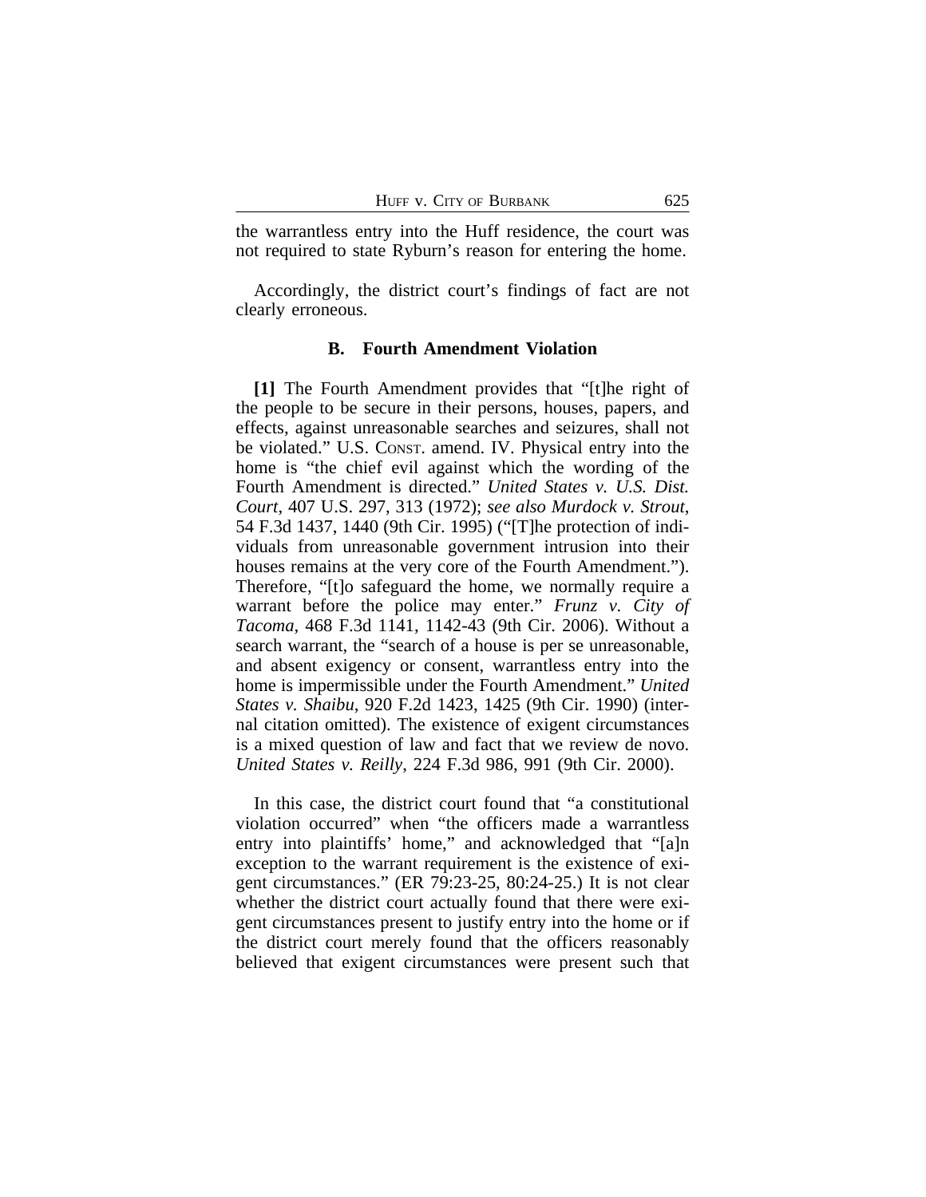the warrantless entry into the Huff residence, the court was not required to state Ryburn's reason for entering the home.

Accordingly, the district court's findings of fact are not clearly erroneous.

### B. Fourth Amendment Violation

**[1]** The Fourth Amendment provides that "[t]he right of the people to be secure in their persons, houses, papers, and effects, against unreasonable searches and seizures, shall not be violated." U.S. CONST. amend. IV. Physical entry into the home is "the chief evil against which the wording of the Fourth Amendment is directed." *United States v. U.S. Dist. Court*, 407 U.S. 297, 313 (1972); *see also Murdock v. Strout*, 54 F.3d 1437, 1440 (9th Cir. 1995) ("[T]he protection of individuals from unreasonable government intrusion into their houses remains at the very core of the Fourth Amendment."). Therefore, "[t]o safeguard the home, we normally require a warrant before the police may enter." *Frunz v. City of Tacoma*, 468 F.3d 1141, 1142-43 (9th Cir. 2006). Without a search warrant, the "search of a house is per se unreasonable, and absent exigency or consent, warrantless entry into the home is impermissible under the Fourth Amendment." *United States v. Shaibu*, 920 F.2d 1423, 1425 (9th Cir. 1990) (internal citation omitted). The existence of exigent circumstances is a mixed question of law and fact that we review de novo. *United States v. Reilly*, 224 F.3d 986, 991 (9th Cir. 2000).

In this case, the district court found that "a constitutional violation occurred" when "the officers made a warrantless entry into plaintiffs' home," and acknowledged that "[a]n exception to the warrant requirement is the existence of exigent circumstances." (ER 79:23-25, 80:24-25.) It is not clear whether the district court actually found that there were exigent circumstances present to justify entry into the home or if the district court merely found that the officers reasonably believed that exigent circumstances were present such that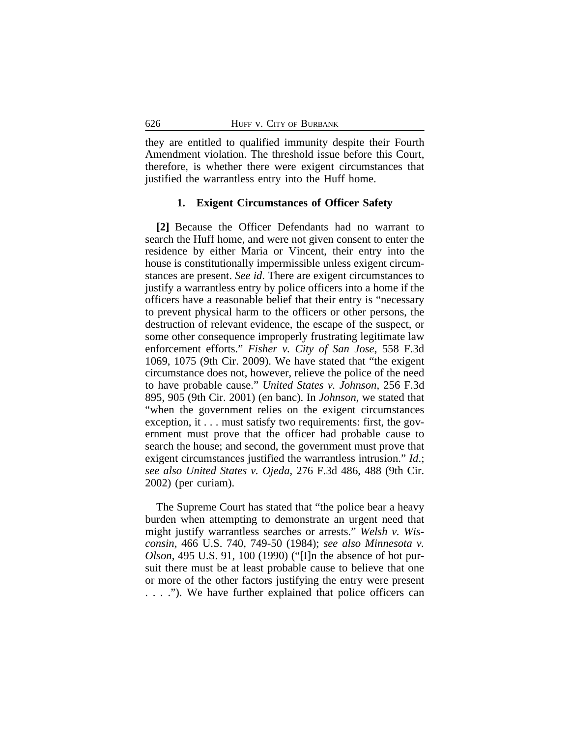they are entitled to qualified immunity despite their Fourth Amendment violation. The threshold issue before this Court, therefore, is whether there were exigent circumstances that justified the warrantless entry into the Huff home.

### 1. Exigent Circumstances of Officer Safety

**[2]** Because the Officer Defendants had no warrant to search the Huff home, and were not given consent to enter the residence by either Maria or Vincent, their entry into the house is constitutionally impermissible unless exigent circumstances are present. *See id.* There are exigent circumstances to justify a warrantless entry by police officers into a home if the officers have a reasonable belief that their entry is "necessary to prevent physical harm to the officers or other persons, the destruction of relevant evidence, the escape of the suspect, or some other consequence improperly frustrating legitimate law enforcement efforts." *Fisher v. City of San Jose*, 558 F.3d 1069, 1075 (9th Cir. 2009). We have stated that "the exigent circumstance does not, however, relieve the police of the need to have probable cause." *United States v. Johnson*, 256 F.3d 895, 905 (9th Cir. 2001) (en banc). In *Johnson*, we stated that "when the government relies on the exigent circumstances exception, it . . . must satisfy two requirements: first, the government must prove that the officer had probable cause to search the house; and second, the government must prove that exigent circumstances justified the warrantless intrusion." *Id.*; *see also United States v. Ojeda*, 276 F.3d 486, 488 (9th Cir. 2002) (per curiam).

The Supreme Court has stated that "the police bear a heavy burden when attempting to demonstrate an urgent need that might justify warrantless searches or arrests." *Welsh v. Wisconsin*, 466 U.S. 740, 749-50 (1984); *see also Minnesota v. Olson*, 495 U.S. 91, 100 (1990) ("[I]n the absence of hot pursuit there must be at least probable cause to believe that one or more of the other factors justifying the entry were present . . . ."). We have further explained that police officers can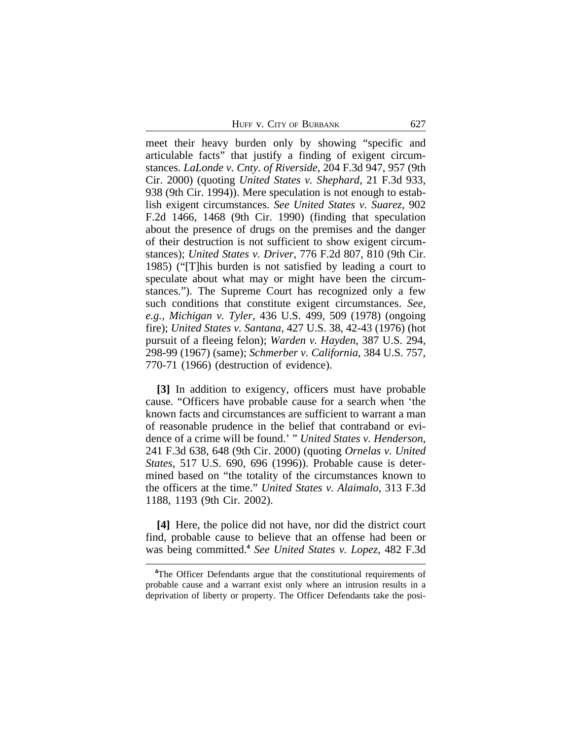meet their heavy burden only by showing "specific and articulable facts" that justify a finding of exigent circumstances. *LaLonde v. Cnty. of Riverside*, 204 F.3d 947, 957 (9th Cir. 2000) (quoting *United States v. Shephard*, 21 F.3d 933, 938 (9th Cir. 1994)). Mere speculation is not enough to establish exigent circumstances. *See United States v. Suarez*, 902 F.2d 1466, 1468 (9th Cir. 1990) (finding that speculation about the presence of drugs on the premises and the danger of their destruction is not sufficient to show exigent circumstances); *United States v. Driver*, 776 F.2d 807, 810 (9th Cir. 1985) ("[T]his burden is not satisfied by leading a court to speculate about what may or might have been the circumstances."). The Supreme Court has recognized only a few such conditions that constitute exigent circumstances. *See, e.g.*, *Michigan v. Tyler*, 436 U.S. 499, 509 (1978) (ongoing fire); *United States v. Santana*, 427 U.S. 38, 42-43 (1976) (hot pursuit of a fleeing felon); *Warden v. Hayden*, 387 U.S. 294, 298-99 (1967) (same); *Schmerber v. California*, 384 U.S. 757, 770-71 (1966) (destruction of evidence).

**[3]** In addition to exigency, officers must have probable cause. "Officers have probable cause for a search when 'the known facts and circumstances are sufficient to warrant a man of reasonable prudence in the belief that contraband or evidence of a crime will be found.' " *United States v. Henderson*, 241 F.3d 638, 648 (9th Cir. 2000) (quoting *Ornelas v. United States*, 517 U.S. 690, 696 (1996)). Probable cause is determined based on "the totality of the circumstances known to the officers at the time." *United States v. Alaimalo*, 313 F.3d 1188, 1193 (9th Cir. 2002).

**[4]** Here, the police did not have, nor did the district court find, probable cause to believe that an offense had been or was being committed.[4] *See United States v. Lopez*, 482 F.3d

[4]The Officer Defendants argue that the constitutional requirements of probable cause and a warrant exist only where an intrusion results in a deprivation of liberty or property. The Officer Defendants take the posi-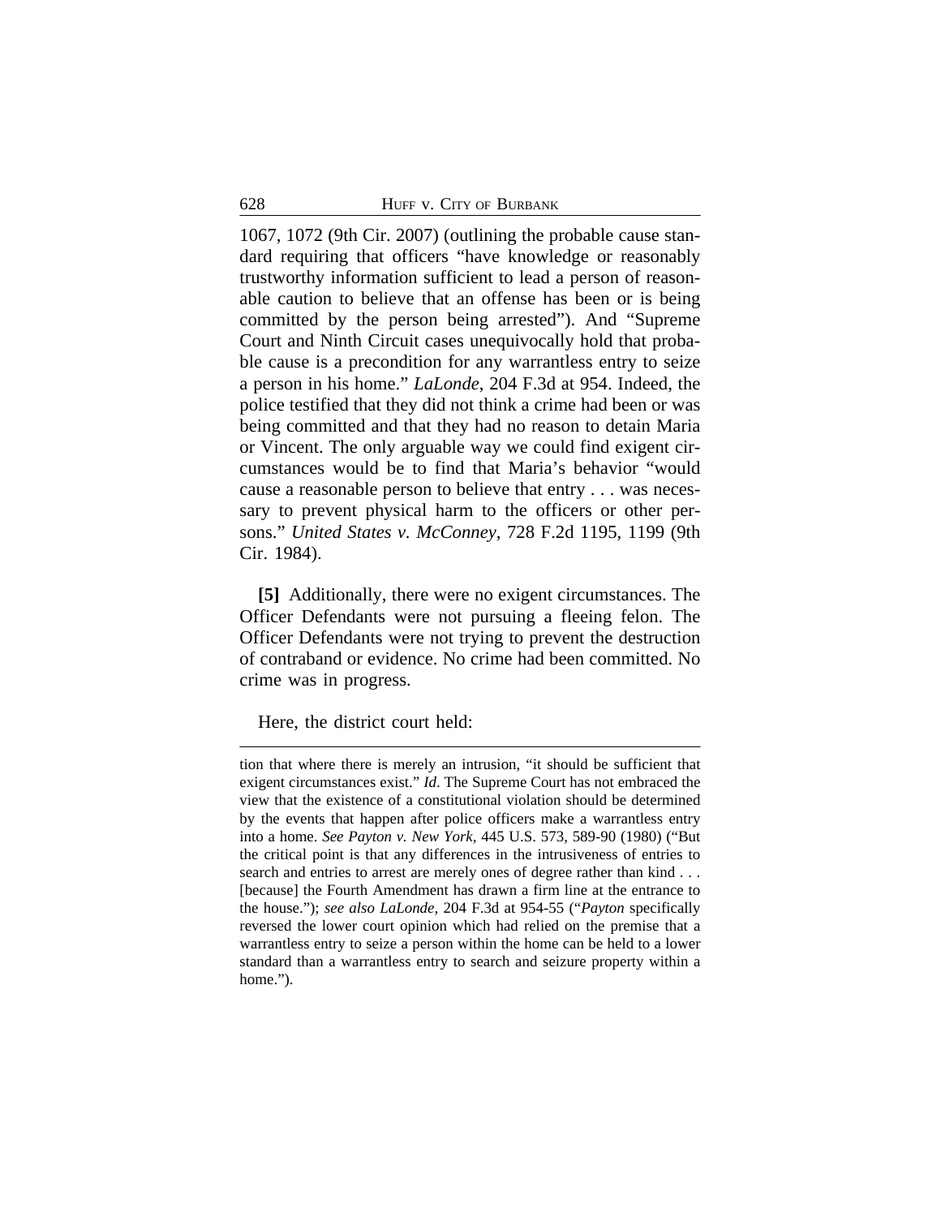1067, 1072 (9th Cir. 2007) (outlining the probable cause standard requiring that officers "have knowledge or reasonably trustworthy information sufficient to lead a person of reasonable caution to believe that an offense has been or is being committed by the person being arrested"). And "Supreme Court and Ninth Circuit cases unequivocally hold that probable cause is a precondition for any warrantless entry to seize a person in his home." *LaLonde*, 204 F.3d at 954. Indeed, the police testified that they did not think a crime had been or was being committed and that they had no reason to detain Maria or Vincent. The only arguable way we could find exigent circumstances would be to find that Maria's behavior "would cause a reasonable person to believe that entry . . . was necessary to prevent physical harm to the officers or other persons." *United States v. McConney*, 728 F.2d 1195, 1199 (9th Cir. 1984).

**[5]** Additionally, there were no exigent circumstances. The Officer Defendants were not pursuing a fleeing felon. The Officer Defendants were not trying to prevent the destruction of contraband or evidence. No crime had been committed. No crime was in progress.

Here, the district court held:

---

tion that where there is merely an intrusion, "it should be sufficient that exigent circumstances exist." *Id*. The Supreme Court has not embraced the view that the existence of a constitutional violation should be determined by the events that happen after police officers make a warrantless entry into a home. *See Payton v. New York*, 445 U.S. 573, 589-90 (1980) ("But the critical point is that any differences in the intrusiveness of entries to search and entries to arrest are merely ones of degree rather than kind . . . [because] the Fourth Amendment has drawn a firm line at the entrance to the house."); *see also LaLonde*, 204 F.3d at 954-55 ("*Payton* specifically reversed the lower court opinion which had relied on the premise that a warrantless entry to seize a person within the home can be held to a lower standard than a warrantless entry to search and seizure property within a home.").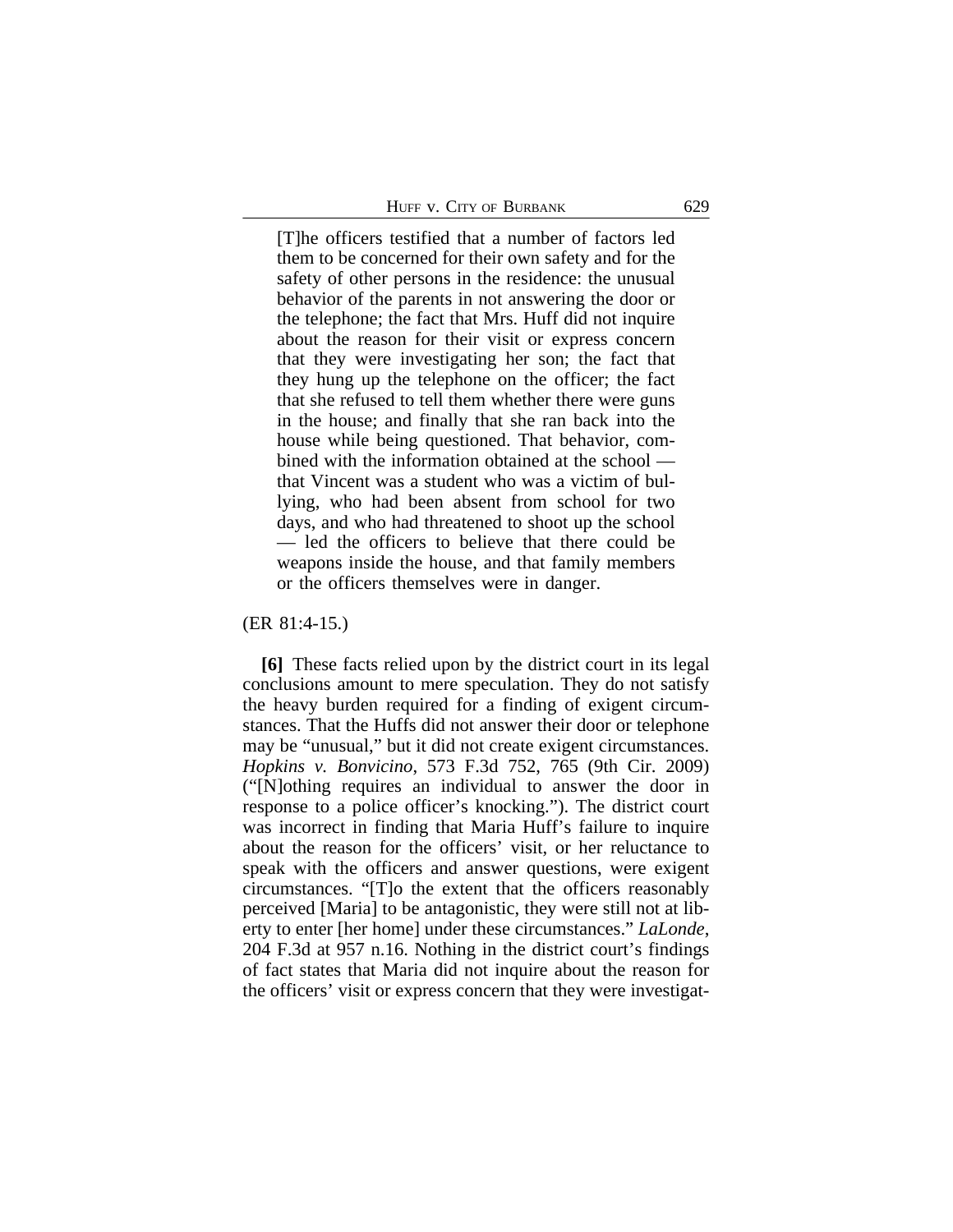> [T]he officers testified that a number of factors led them to be concerned for their own safety and for the safety of other persons in the residence: the unusual behavior of the parents in not answering the door or the telephone; the fact that Mrs. Huff did not inquire about the reason for their visit or express concern that they were investigating her son; the fact that they hung up the telephone on the officer; the fact that she refused to tell them whether there were guns in the house; and finally that she ran back into the house while being questioned. That behavior, combined with the information obtained at the school — that Vincent was a student who was a victim of bullying, who had been absent from school for two days, and who had threatened to shoot up the school — led the officers to believe that there could be weapons inside the house, and that family members or the officers themselves were in danger.

(ER 81:4-15.)

**[6]** These facts relied upon by the district court in its legal conclusions amount to mere speculation. They do not satisfy the heavy burden required for a finding of exigent circumstances. That the Huffs did not answer their door or telephone may be "unusual," but it did not create exigent circumstances. *Hopkins v. Bonvicino*, 573 F.3d 752, 765 (9th Cir. 2009) ("[N]othing requires an individual to answer the door in response to a police officer's knocking."). The district court was incorrect in finding that Maria Huff's failure to inquire about the reason for the officers' visit, or her reluctance to speak with the officers and answer questions, were exigent circumstances. "[T]o the extent that the officers reasonably perceived [Maria] to be antagonistic, they were still not at liberty to enter [her home] under these circumstances." *LaLonde*, 204 F.3d at 957 n.16. Nothing in the district court's findings of fact states that Maria did not inquire about the reason for the officers' visit or express concern that they were investigat-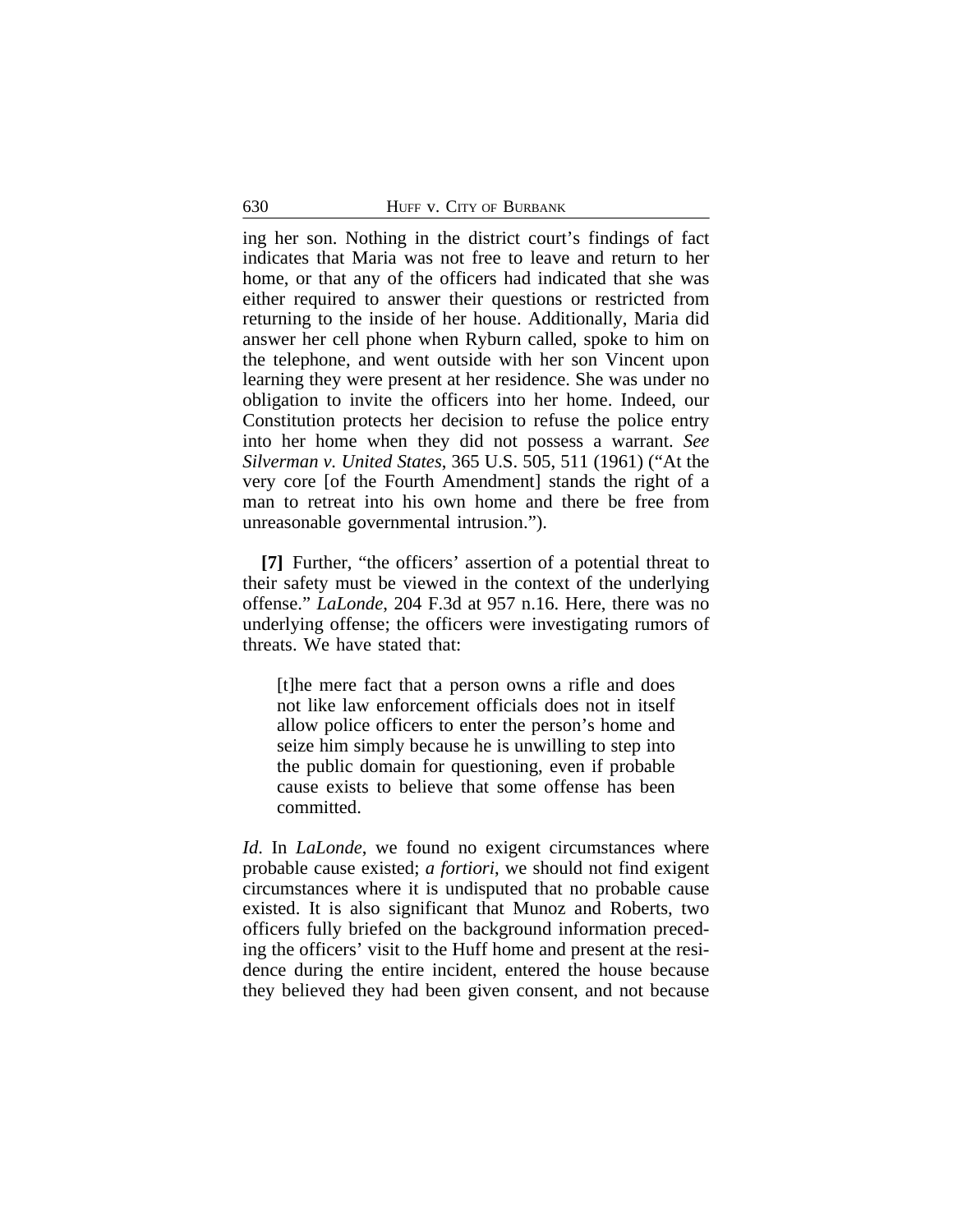ing her son. Nothing in the district court's findings of fact indicates that Maria was not free to leave and return to her home, or that any of the officers had indicated that she was either required to answer their questions or restricted from returning to the inside of her house. Additionally, Maria did answer her cell phone when Ryburn called, spoke to him on the telephone, and went outside with her son Vincent upon learning they were present at her residence. She was under no obligation to invite the officers into her home. Indeed, our Constitution protects her decision to refuse the police entry into her home when they did not possess a warrant. *See Silverman v. United States*, 365 U.S. 505, 511 (1961) ("At the very core [of the Fourth Amendment] stands the right of a man to retreat into his own home and there be free from unreasonable governmental intrusion.").

**[7]** Further, "the officers' assertion of a potential threat to their safety must be viewed in the context of the underlying offense." *LaLonde*, 204 F.3d at 957 n.16. Here, there was no underlying offense; the officers were investigating rumors of threats. We have stated that:

> [t]he mere fact that a person owns a rifle and does not like law enforcement officials does not in itself allow police officers to enter the person's home and seize him simply because he is unwilling to step into the public domain for questioning, even if probable cause exists to believe that some offense has been committed.

*Id*. In *LaLonde*, we found no exigent circumstances where probable cause existed; *a fortiori*, we should not find exigent circumstances where it is undisputed that no probable cause existed. It is also significant that Munoz and Roberts, two officers fully briefed on the background information preceding the officers' visit to the Huff home and present at the residence during the entire incident, entered the house because they believed they had been given consent, and not because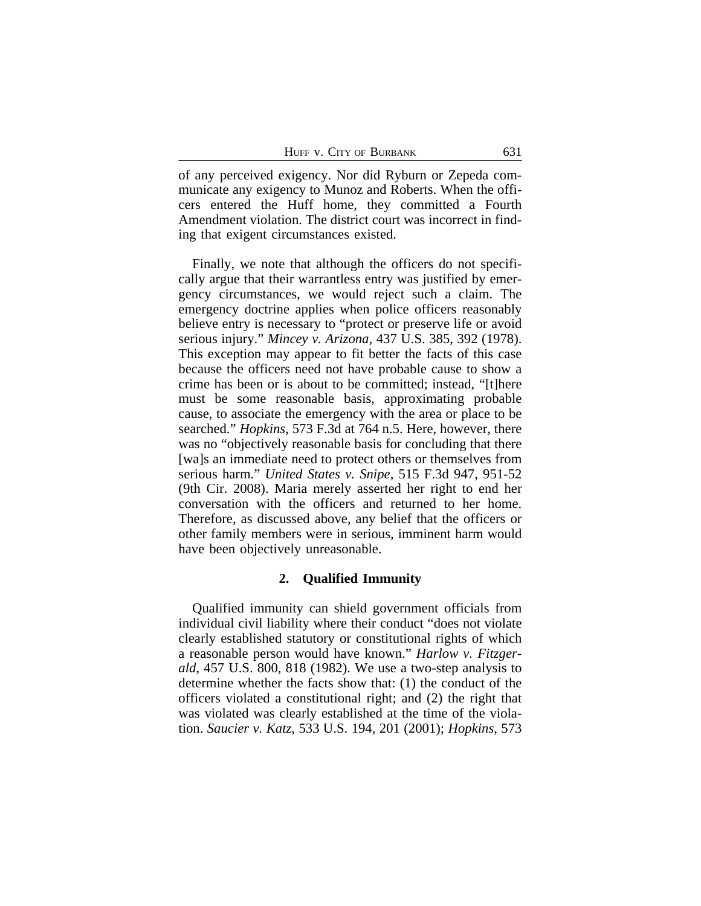of any perceived exigency. Nor did Ryburn or Zepeda communicate any exigency to Munoz and Roberts. When the officers entered the Huff home, they committed a Fourth Amendment violation. The district court was incorrect in finding that exigent circumstances existed.

Finally, we note that although the officers do not specifically argue that their warrantless entry was justified by emergency circumstances, we would reject such a claim. The emergency doctrine applies when police officers reasonably believe entry is necessary to "protect or preserve life or avoid serious injury." *Mincey v. Arizona*, 437 U.S. 385, 392 (1978). This exception may appear to fit better the facts of this case because the officers need not have probable cause to show a crime has been or is about to be committed; instead, "[t]here must be some reasonable basis, approximating probable cause, to associate the emergency with the area or place to be searched." *Hopkins*, 573 F.3d at 764 n.5. Here, however, there was no "objectively reasonable basis for concluding that there [wa]s an immediate need to protect others or themselves from serious harm." *United States v. Snipe*, 515 F.3d 947, 951-52 (9th Cir. 2008). Maria merely asserted her right to end her conversation with the officers and returned to her home. Therefore, as discussed above, any belief that the officers or other family members were in serious, imminent harm would have been objectively unreasonable.

### 2. Qualified Immunity

Qualified immunity can shield government officials from individual civil liability where their conduct "does not violate clearly established statutory or constitutional rights of which a reasonable person would have known." *Harlow v. Fitzgerald*, 457 U.S. 800, 818 (1982). We use a two-step analysis to determine whether the facts show that: (1) the conduct of the officers violated a constitutional right; and (2) the right that was violated was clearly established at the time of the violation. *Saucier v. Katz*, 533 U.S. 194, 201 (2001); *Hopkins*, 573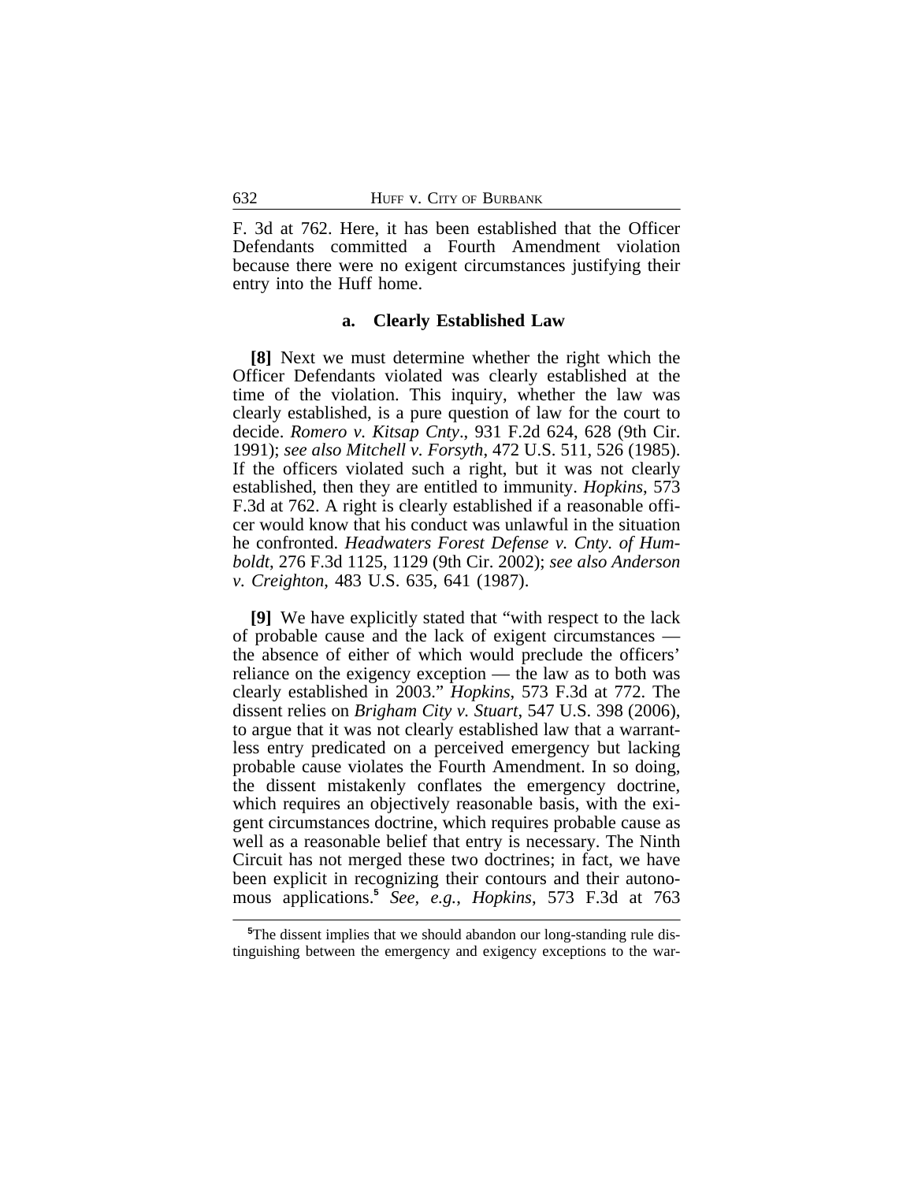F. 3d at 762. Here, it has been established that the Officer Defendants committed a Fourth Amendment violation because there were no exigent circumstances justifying their entry into the Huff home.

### a. Clearly Established Law

**[8]** Next we must determine whether the right which the Officer Defendants violated was clearly established at the time of the violation. This inquiry, whether the law was clearly established, is a pure question of law for the court to decide. *Romero v. Kitsap Cnty*., 931 F.2d 624, 628 (9th Cir. 1991); *see also Mitchell v. Forsyth*, 472 U.S. 511, 526 (1985). If the officers violated such a right, but it was not clearly established, then they are entitled to immunity. *Hopkins*, 573 F.3d at 762. A right is clearly established if a reasonable officer would know that his conduct was unlawful in the situation he confronted. *Headwaters Forest Defense v. Cnty. of Humboldt*, 276 F.3d 1125, 1129 (9th Cir. 2002); *see also Anderson v. Creighton*, 483 U.S. 635, 641 (1987).

**[9]** We have explicitly stated that "with respect to the lack of probable cause and the lack of exigent circumstances — the absence of either of which would preclude the officers' reliance on the exigency exception — the law as to both was clearly established in 2003." *Hopkins*, 573 F.3d at 772. The dissent relies on *Brigham City v. Stuart*, 547 U.S. 398 (2006), to argue that it was not clearly established law that a warrantless entry predicated on a perceived emergency but lacking probable cause violates the Fourth Amendment. In so doing, the dissent mistakenly conflates the emergency doctrine, which requires an objectively reasonable basis, with the exigent circumstances doctrine, which requires probable cause as well as a reasonable belief that entry is necessary. The Ninth Circuit has not merged these two doctrines; in fact, we have been explicit in recognizing their contours and their autonomous applications.[5] *See, e.g.*, *Hopkins*, 573 F.3d at 763

[5]The dissent implies that we should abandon our long-standing rule distinguishing between the emergency and exigency exceptions to the war-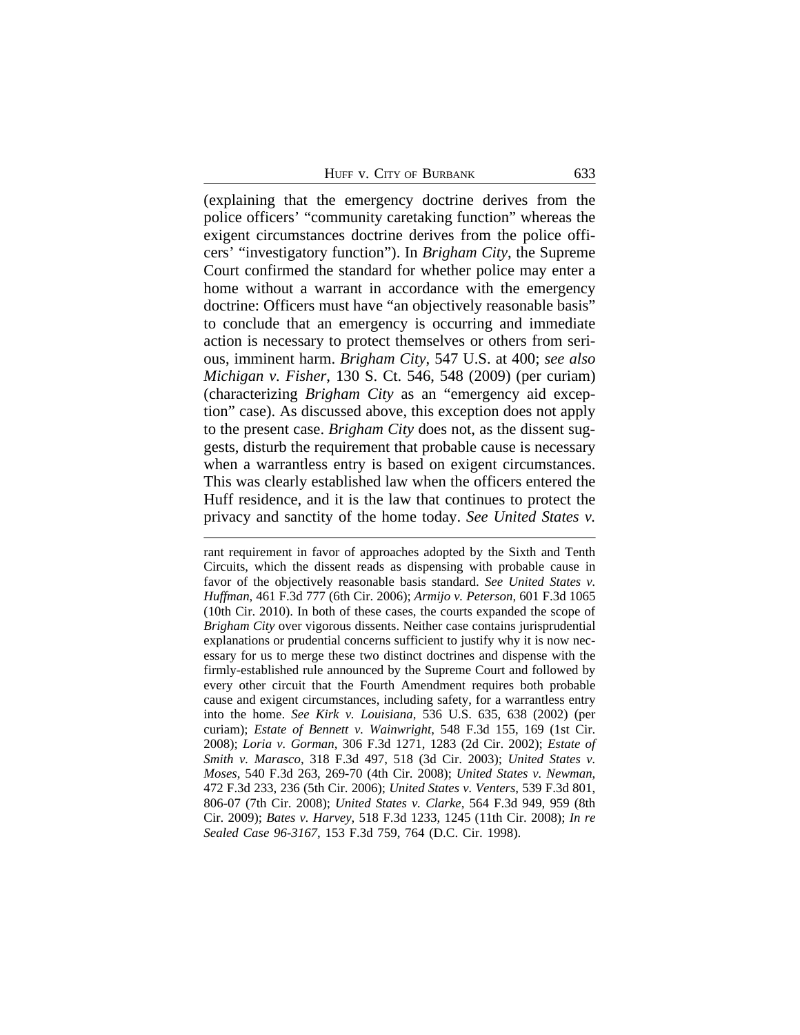(explaining that the emergency doctrine derives from the police officers' "community caretaking function" whereas the exigent circumstances doctrine derives from the police officers' "investigatory function"). In *Brigham City*, the Supreme Court confirmed the standard for whether police may enter a home without a warrant in accordance with the emergency doctrine: Officers must have "an objectively reasonable basis" to conclude that an emergency is occurring and immediate action is necessary to protect themselves or others from serious, imminent harm. *Brigham City*, 547 U.S. at 400; *see also Michigan v. Fisher*, 130 S. Ct. 546, 548 (2009) (per curiam) (characterizing *Brigham City* as an "emergency aid exception" case). As discussed above, this exception does not apply to the present case. *Brigham City* does not, as the dissent suggests, disturb the requirement that probable cause is necessary when a warrantless entry is based on exigent circumstances. This was clearly established law when the officers entered the Huff residence, and it is the law that continues to protect the privacy and sanctity of the home today. *See United States v.*

---

rant requirement in favor of approaches adopted by the Sixth and Tenth Circuits, which the dissent reads as dispensing with probable cause in favor of the objectively reasonable basis standard. *See United States v. Huffman*, 461 F.3d 777 (6th Cir. 2006); *Armijo v. Peterson*, 601 F.3d 1065 (10th Cir. 2010). In both of these cases, the courts expanded the scope of *Brigham City* over vigorous dissents. Neither case contains jurisprudential explanations or prudential concerns sufficient to justify why it is now necessary for us to merge these two distinct doctrines and dispense with the firmly-established rule announced by the Supreme Court and followed by every other circuit that the Fourth Amendment requires both probable cause and exigent circumstances, including safety, for a warrantless entry into the home. *See Kirk v. Louisiana*, 536 U.S. 635, 638 (2002) (per curiam); *Estate of Bennett v. Wainwright*, 548 F.3d 155, 169 (1st Cir. 2008); *Loria v. Gorman*, 306 F.3d 1271, 1283 (2d Cir. 2002); *Estate of Smith v. Marasco*, 318 F.3d 497, 518 (3d Cir. 2003); *United States v. Moses*, 540 F.3d 263, 269-70 (4th Cir. 2008); *United States v. Newman*, 472 F.3d 233, 236 (5th Cir. 2006); *United States v. Venters*, 539 F.3d 801, 806-07 (7th Cir. 2008); *United States v. Clarke*, 564 F.3d 949, 959 (8th Cir. 2009); *Bates v. Harvey*, 518 F.3d 1233, 1245 (11th Cir. 2008); *In re Sealed Case 96-3167*, 153 F.3d 759, 764 (D.C. Cir. 1998).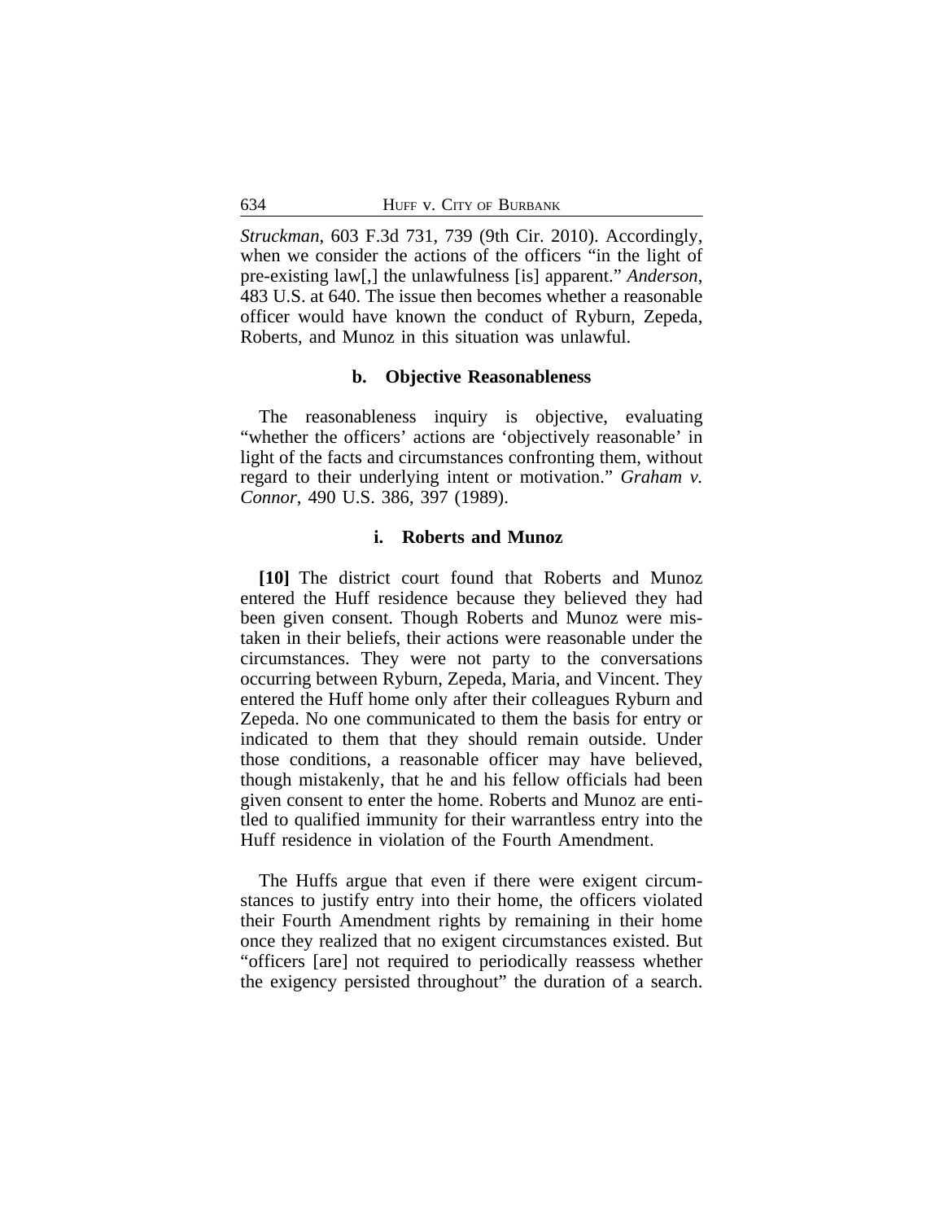*Struckman*, 603 F.3d 731, 739 (9th Cir. 2010). Accordingly, when we consider the actions of the officers "in the light of pre-existing law[,] the unlawfulness [is] apparent." *Anderson*, 483 U.S. at 640. The issue then becomes whether a reasonable officer would have known the conduct of Ryburn, Zepeda, Roberts, and Munoz in this situation was unlawful.

#### b. Objective Reasonableness

The reasonableness inquiry is objective, evaluating "whether the officers' actions are 'objectively reasonable' in light of the facts and circumstances confronting them, without regard to their underlying intent or motivation." *Graham v. Connor*, 490 U.S. 386, 397 (1989).

##### i. Roberts and Munoz

**[10]** The district court found that Roberts and Munoz entered the Huff residence because they believed they had been given consent. Though Roberts and Munoz were mistaken in their beliefs, their actions were reasonable under the circumstances. They were not party to the conversations occurring between Ryburn, Zepeda, Maria, and Vincent. They entered the Huff home only after their colleagues Ryburn and Zepeda. No one communicated to them the basis for entry or indicated to them that they should remain outside. Under those conditions, a reasonable officer may have believed, though mistakenly, that he and his fellow officials had been given consent to enter the home. Roberts and Munoz are entitled to qualified immunity for their warrantless entry into the Huff residence in violation of the Fourth Amendment.

The Huffs argue that even if there were exigent circumstances to justify entry into their home, the officers violated their Fourth Amendment rights by remaining in their home once they realized that no exigent circumstances existed. But "officers [are] not required to periodically reassess whether the exigency persisted throughout" the duration of a search.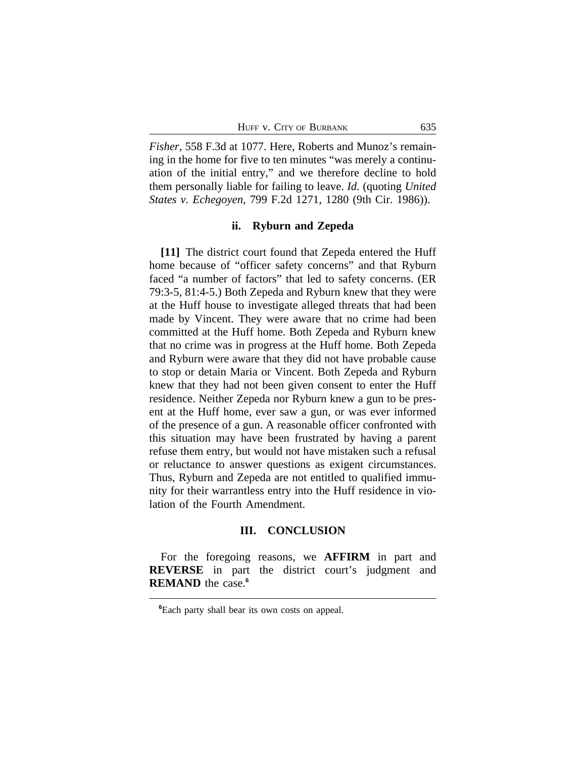*Fisher*, 558 F.3d at 1077. Here, Roberts and Munoz's remaining in the home for five to ten minutes "was merely a continuation of the initial entry," and we therefore decline to hold them personally liable for failing to leave. *Id.* (quoting *United States v. Echegoyen*, 799 F.2d 1271, 1280 (9th Cir. 1986)).

### ii. Ryburn and Zepeda

**[11]** The district court found that Zepeda entered the Huff home because of "officer safety concerns" and that Ryburn faced "a number of factors" that led to safety concerns. (ER 79:3-5, 81:4-5.) Both Zepeda and Ryburn knew that they were at the Huff house to investigate alleged threats that had been made by Vincent. They were aware that no crime had been committed at the Huff home. Both Zepeda and Ryburn knew that no crime was in progress at the Huff home. Both Zepeda and Ryburn were aware that they did not have probable cause to stop or detain Maria or Vincent. Both Zepeda and Ryburn knew that they had not been given consent to enter the Huff residence. Neither Zepeda nor Ryburn knew a gun to be present at the Huff home, ever saw a gun, or was ever informed of the presence of a gun. A reasonable officer confronted with this situation may have been frustrated by having a parent refuse them entry, but would not have mistaken such a refusal or reluctance to answer questions as exigent circumstances. Thus, Ryburn and Zepeda are not entitled to qualified immunity for their warrantless entry into the Huff residence in violation of the Fourth Amendment.

## III. CONCLUSION

For the foregoing reasons, we **AFFIRM** in part and **REVERSE** in part the district court's judgment and **REMAND** the case.[6]

---

[6]Each party shall bear its own costs on appeal.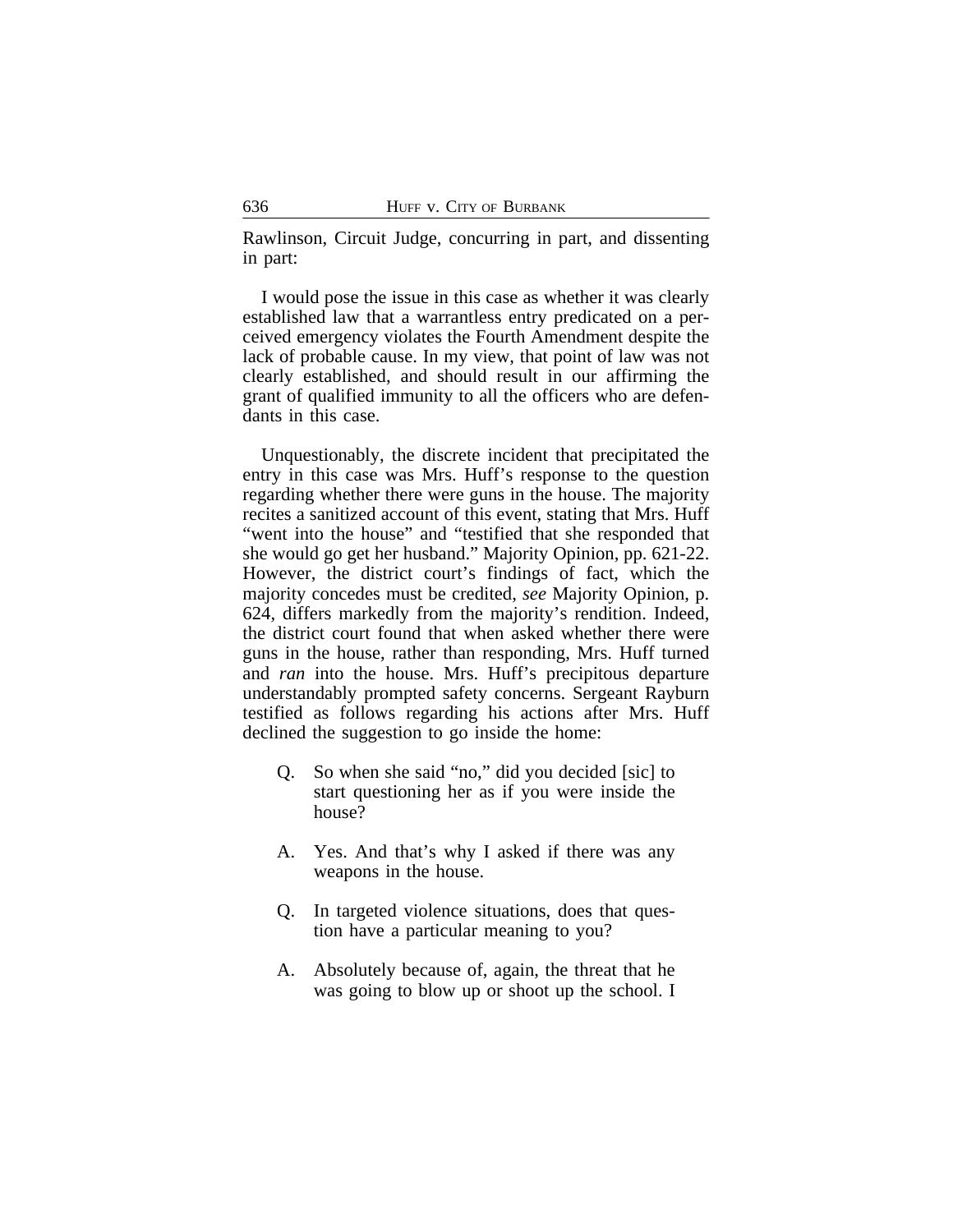Rawlinson, Circuit Judge, concurring in part, and dissenting in part:

I would pose the issue in this case as whether it was clearly established law that a warrantless entry predicated on a perceived emergency violates the Fourth Amendment despite the lack of probable cause. In my view, that point of law was not clearly established, and should result in our affirming the grant of qualified immunity to all the officers who are defendants in this case.

Unquestionably, the discrete incident that precipitated the entry in this case was Mrs. Huff's response to the question regarding whether there were guns in the house. The majority recites a sanitized account of this event, stating that Mrs. Huff "went into the house" and "testified that she responded that she would go get her husband." Majority Opinion, pp. 621-22. However, the district court's findings of fact, which the majority concedes must be credited, *see* Majority Opinion, p. 624, differs markedly from the majority's rendition. Indeed, the district court found that when asked whether there were guns in the house, rather than responding, Mrs. Huff turned and *ran* into the house. Mrs. Huff's precipitous departure understandably prompted safety concerns. Sergeant Rayburn testified as follows regarding his actions after Mrs. Huff declined the suggestion to go inside the home:

> Q. So when she said "no," did you decided [sic] to start questioning her as if you were inside the house?
>
> A. Yes. And that's why I asked if there was any weapons in the house.
>
> Q. In targeted violence situations, does that question have a particular meaning to you?
>
> A. Absolutely because of, again, the threat that he was going to blow up or shoot up the school. I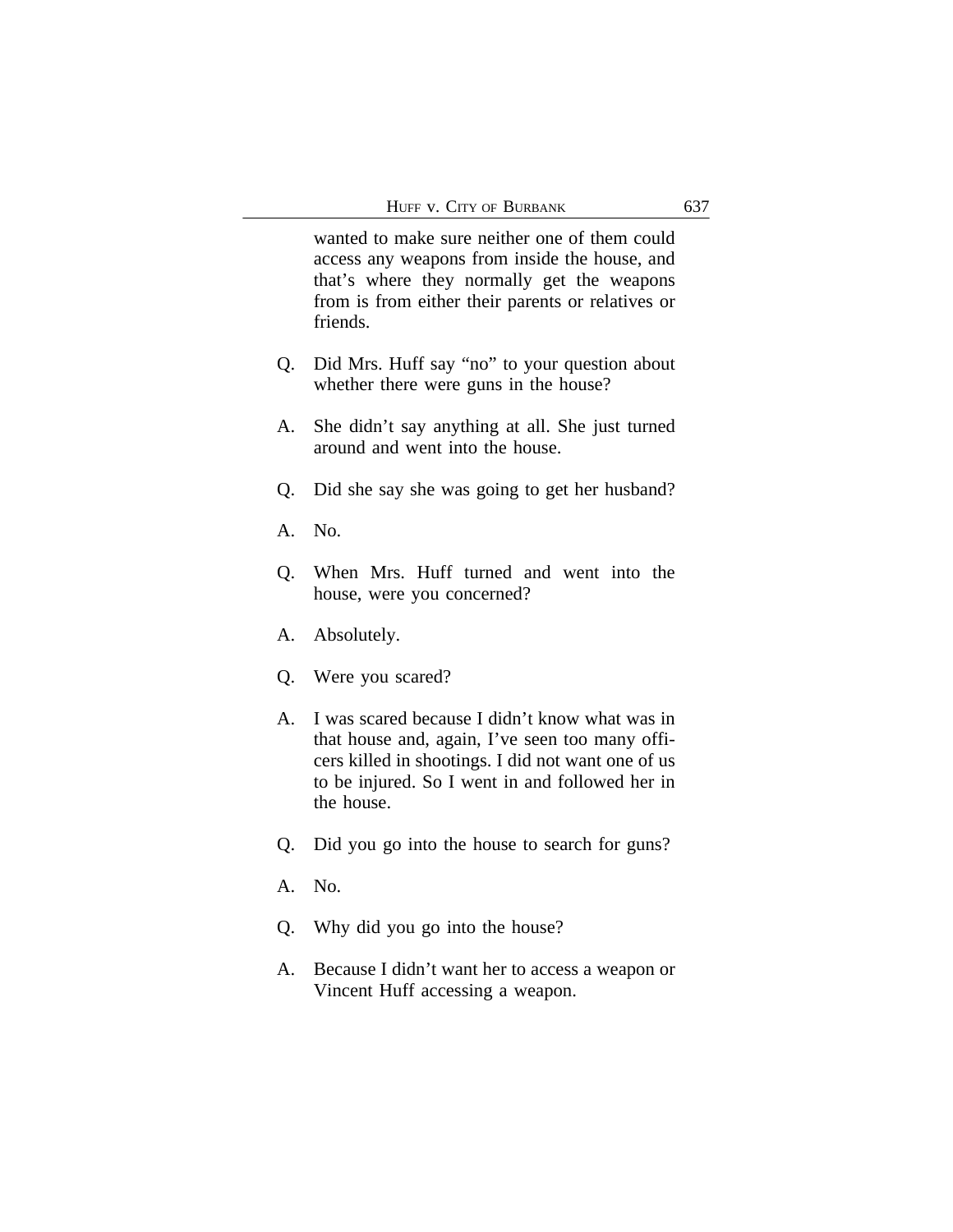wanted to make sure neither one of them could access any weapons from inside the house, and that's where they normally get the weapons from is from either their parents or relatives or friends.

Q. Did Mrs. Huff say "no" to your question about whether there were guns in the house?

A. She didn't say anything at all. She just turned around and went into the house.

Q. Did she say she was going to get her husband?

A. No.

Q. When Mrs. Huff turned and went into the house, were you concerned?

A. Absolutely.

Q. Were you scared?

A. I was scared because I didn't know what was in that house and, again, I've seen too many officers killed in shootings. I did not want one of us to be injured. So I went in and followed her in the house.

Q. Did you go into the house to search for guns?

A. No.

Q. Why did you go into the house?

A. Because I didn't want her to access a weapon or Vincent Huff accessing a weapon.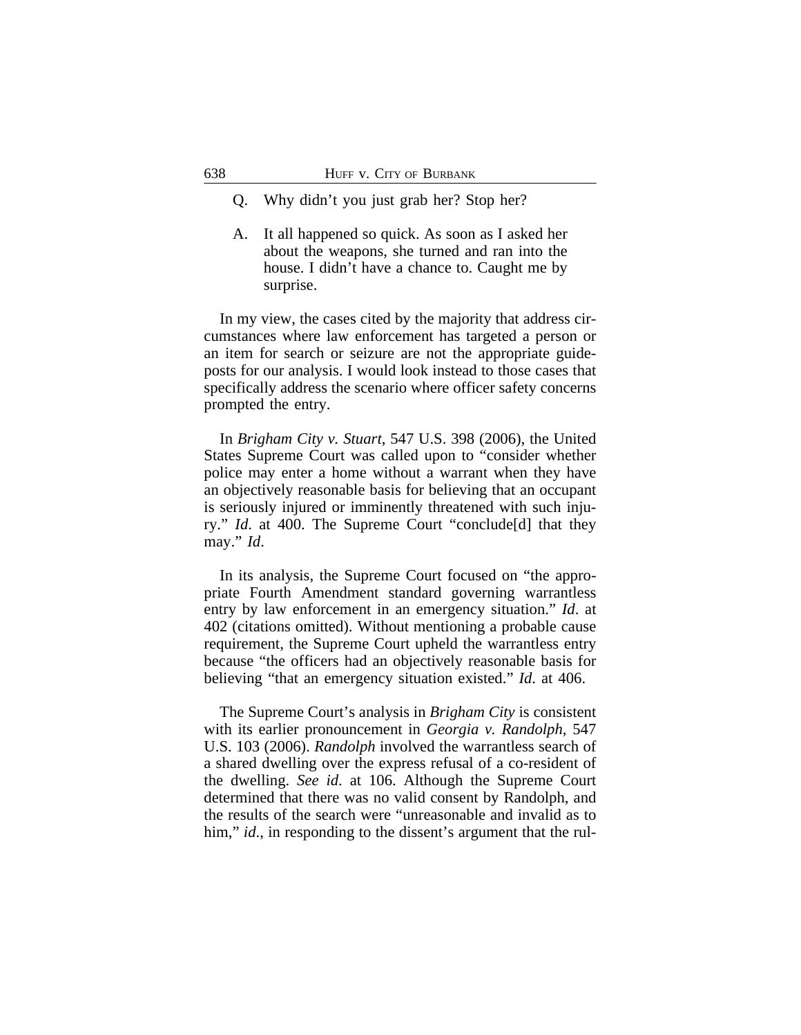Q. Why didn't you just grab her? Stop her?

A. It all happened so quick. As soon as I asked her about the weapons, she turned and ran into the house. I didn't have a chance to. Caught me by surprise.

In my view, the cases cited by the majority that address circumstances where law enforcement has targeted a person or an item for search or seizure are not the appropriate guideposts for our analysis. I would look instead to those cases that specifically address the scenario where officer safety concerns prompted the entry.

In *Brigham City v. Stuart*, 547 U.S. 398 (2006), the United States Supreme Court was called upon to "consider whether police may enter a home without a warrant when they have an objectively reasonable basis for believing that an occupant is seriously injured or imminently threatened with such injury." *Id*. at 400. The Supreme Court "conclude[d] that they may." *Id*.

In its analysis, the Supreme Court focused on "the appropriate Fourth Amendment standard governing warrantless entry by law enforcement in an emergency situation." *Id*. at 402 (citations omitted). Without mentioning a probable cause requirement, the Supreme Court upheld the warrantless entry because "the officers had an objectively reasonable basis for believing "that an emergency situation existed." *Id*. at 406.

The Supreme Court's analysis in *Brigham City* is consistent with its earlier pronouncement in *Georgia v. Randolph*, 547 U.S. 103 (2006). *Randolph* involved the warrantless search of a shared dwelling over the express refusal of a co-resident of the dwelling. *See id*. at 106. Although the Supreme Court determined that there was no valid consent by Randolph, and the results of the search were "unreasonable and invalid as to him," *id*., in responding to the dissent's argument that the rul-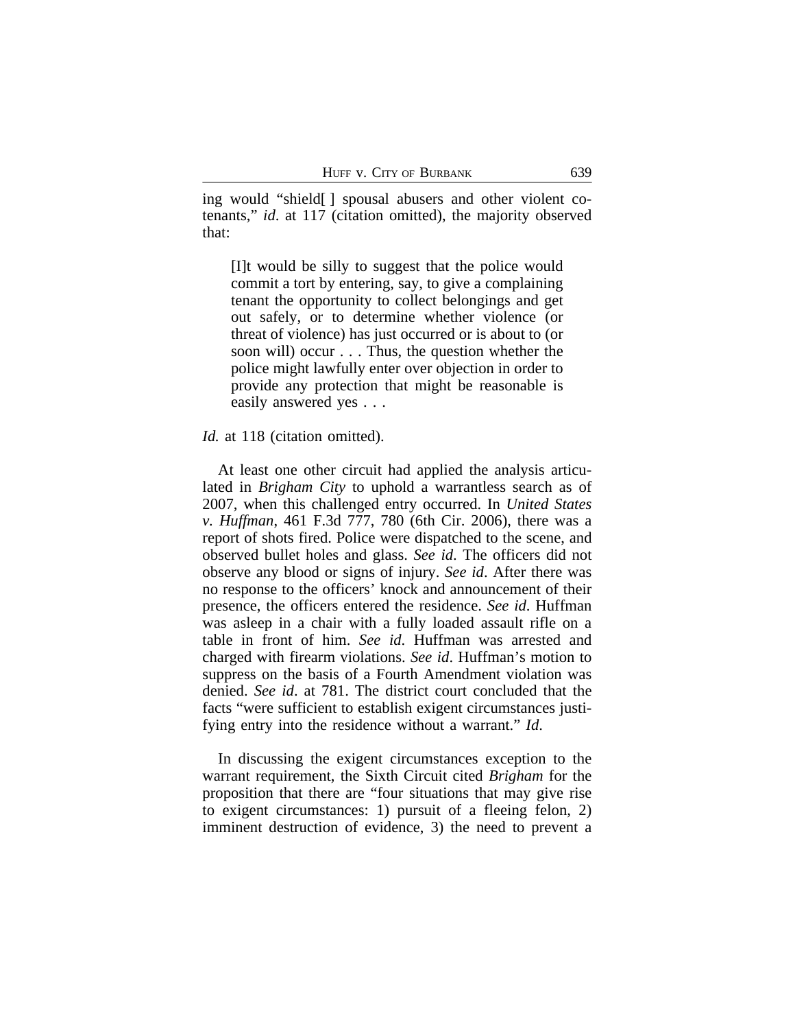ing would "shield[ ] spousal abusers and other violent co-tenants," *id*. at 117 (citation omitted), the majority observed that:

> [I]t would be silly to suggest that the police would commit a tort by entering, say, to give a complaining tenant the opportunity to collect belongings and get out safely, or to determine whether violence (or threat of violence) has just occurred or is about to (or soon will) occur . . . Thus, the question whether the police might lawfully enter over objection in order to provide any protection that might be reasonable is easily answered yes . . .

*Id.* at 118 (citation omitted).

At least one other circuit had applied the analysis articulated in *Brigham City* to uphold a warrantless search as of 2007, when this challenged entry occurred. In *United States v. Huffman*, 461 F.3d 777, 780 (6th Cir. 2006), there was a report of shots fired. Police were dispatched to the scene, and observed bullet holes and glass. *See id*. The officers did not observe any blood or signs of injury. *See id*. After there was no response to the officers' knock and announcement of their presence, the officers entered the residence. *See id*. Huffman was asleep in a chair with a fully loaded assault rifle on a table in front of him. *See id*. Huffman was arrested and charged with firearm violations. *See id*. Huffman's motion to suppress on the basis of a Fourth Amendment violation was denied. *See id*. at 781. The district court concluded that the facts "were sufficient to establish exigent circumstances justifying entry into the residence without a warrant." *Id.*

In discussing the exigent circumstances exception to the warrant requirement, the Sixth Circuit cited *Brigham* for the proposition that there are "four situations that may give rise to exigent circumstances: 1) pursuit of a fleeing felon, 2) imminent destruction of evidence, 3) the need to prevent a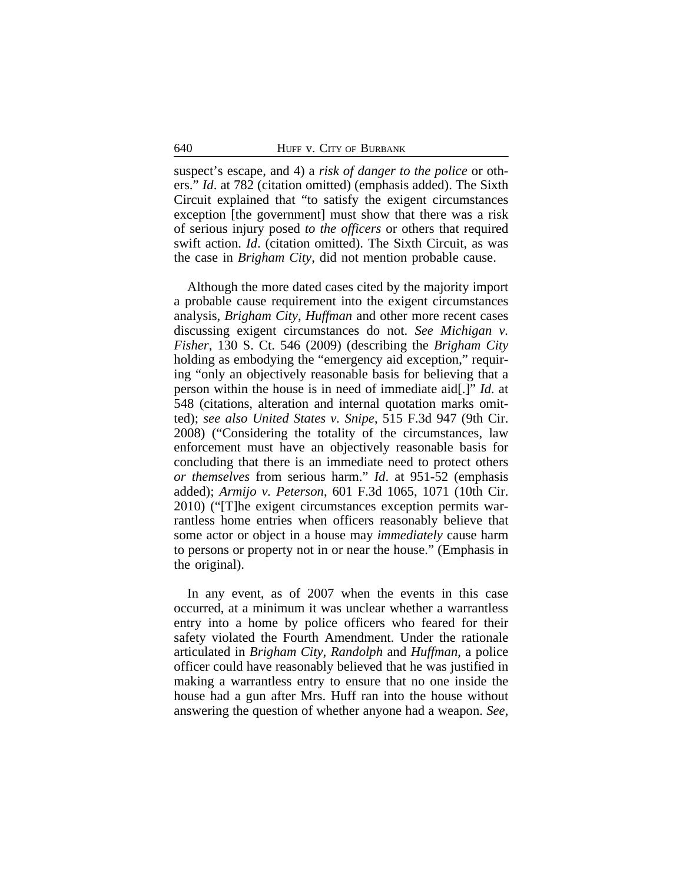suspect's escape, and 4) a *risk of danger to the police* or others." *Id*. at 782 (citation omitted) (emphasis added). The Sixth Circuit explained that "to satisfy the exigent circumstances exception [the government] must show that there was a risk of serious injury posed *to the officers* or others that required swift action. *Id*. (citation omitted). The Sixth Circuit, as was the case in *Brigham City*, did not mention probable cause.

Although the more dated cases cited by the majority import a probable cause requirement into the exigent circumstances analysis, *Brigham City*, *Huffman* and other more recent cases discussing exigent circumstances do not. *See Michigan v. Fisher*, 130 S. Ct. 546 (2009) (describing the *Brigham City* holding as embodying the "emergency aid exception," requiring "only an objectively reasonable basis for believing that a person within the house is in need of immediate aid[.]" *Id*. at 548 (citations, alteration and internal quotation marks omitted); *see also United States v. Snipe*, 515 F.3d 947 (9th Cir. 2008) ("Considering the totality of the circumstances, law enforcement must have an objectively reasonable basis for concluding that there is an immediate need to protect others *or themselves* from serious harm." *Id*. at 951-52 (emphasis added); *Armijo v. Peterson*, 601 F.3d 1065, 1071 (10th Cir. 2010) ("[T]he exigent circumstances exception permits warrantless home entries when officers reasonably believe that some actor or object in a house may *immediately* cause harm to persons or property not in or near the house." (Emphasis in the original).

In any event, as of 2007 when the events in this case occurred, at a minimum it was unclear whether a warrantless entry into a home by police officers who feared for their safety violated the Fourth Amendment. Under the rationale articulated in *Brigham City*, *Randolph* and *Huffman*, a police officer could have reasonably believed that he was justified in making a warrantless entry to ensure that no one inside the house had a gun after Mrs. Huff ran into the house without answering the question of whether anyone had a weapon. *See,*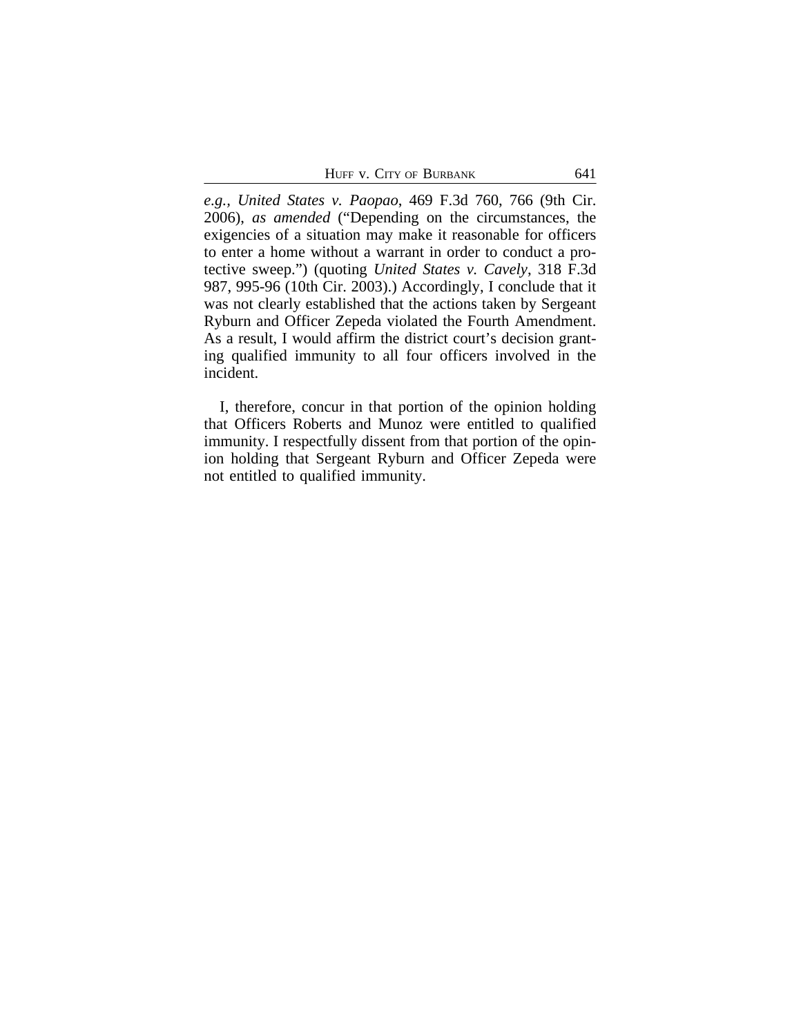*e.g.*, *United States v. Paopao*, 469 F.3d 760, 766 (9th Cir. 2006), *as amended* ("Depending on the circumstances, the exigencies of a situation may make it reasonable for officers to enter a home without a warrant in order to conduct a protective sweep.") (quoting *United States v. Cavely*, 318 F.3d 987, 995-96 (10th Cir. 2003).) Accordingly, I conclude that it was not clearly established that the actions taken by Sergeant Ryburn and Officer Zepeda violated the Fourth Amendment. As a result, I would affirm the district court's decision granting qualified immunity to all four officers involved in the incident.

I, therefore, concur in that portion of the opinion holding that Officers Roberts and Munoz were entitled to qualified immunity. I respectfully dissent from that portion of the opinion holding that Sergeant Ryburn and Officer Zepeda were not entitled to qualified immunity.